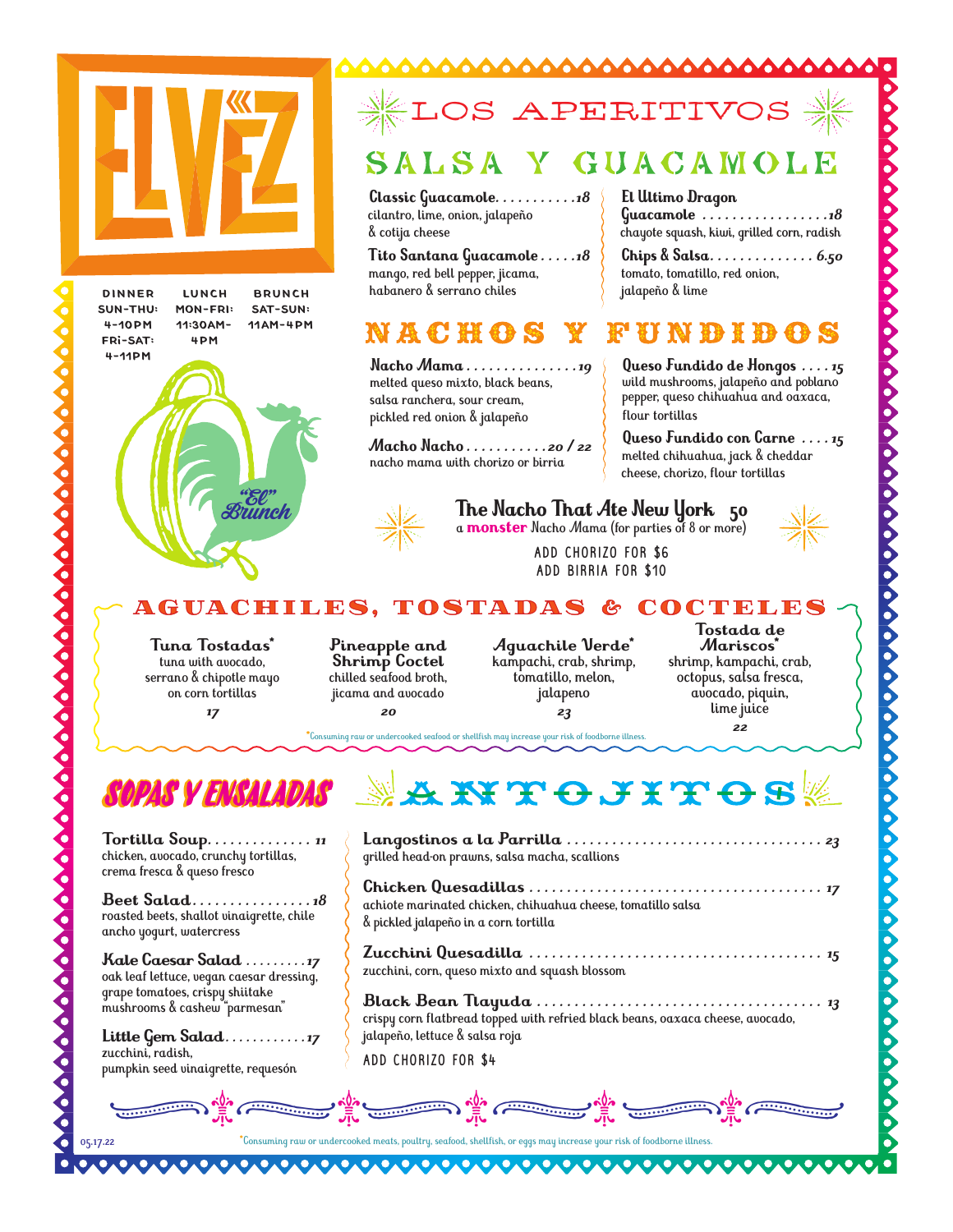# ELVEZ

DINNER
SUN-THU: 4-10PM
FRI-SAT: 4-11PM

LUNCH
MON-FRI: 11:30AM-4PM

BRUNCH
SAT-SUN: 11AM-4PM

"El" Brunch

# LOS APERITIVOS

## SALSA Y GUACAMOLE

**Classic Guacamole** . . . . . . . . . . . **18**
cilantro, lime, onion, jalapeño & cotija cheese

**Tito Santana Guacamole** . . . . . **18**
mango, red bell pepper, jicama, habanero & serrano chiles

**El Ultimo Dragon Guacamole** . . . . . . . . . . . . . . . . **18**
chayote squash, kiwi, grilled corn, radish

**Chips & Salsa** . . . . . . . . . . . . . **6.50**
tomato, tomatillo, red onion, jalapeño & lime

## NACHOS Y FUNDIDOS

**Nacho Mama** . . . . . . . . . . . . . . . **19**
melted queso mixto, black beans, salsa ranchera, sour cream, pickled red onion & jalapeño

**Macho Nacho** . . . . . . . . . . . **20 / 22**
nacho mama with chorizo or birria

**Queso Fundido de Hongos** . . . . **15**
wild mushrooms, jalapeño and poblano pepper, queso chihuahua and oaxaca, flour tortillas

**Queso Fundido con Carne** . . . . **15**
melted chihuahua, jack & cheddar cheese, chorizo, flour tortillas

**The Nacho That Ate New York** **50**
a **monster** Nacho Mama (for parties of 8 or more)

ADD CHORIZO FOR $6
ADD BIRRIA FOR $10

## AGUACHILES, TOSTADAS & COCTELES

**Tuna Tostadas***
tuna with avocado, serrano & chipotle mayo on corn tortillas
**17**

**Pineapple and Shrimp Coctel**
chilled seafood broth, jicama and avocado
**20**

**Aguachile Verde***
kampachi, crab, shrimp, tomatillo, melon, jalapeno
**23**

**Tostada de Mariscos***
shrimp, kampachi, crab, octopus, salsa fresca, avocado, piquin, lime juice
**22**

*Consuming raw or undercooked seafood or shellfish may increase your risk of foodborne illness.

## SOPAS Y ENSALADAS

**Tortilla Soup** . . . . . . . . . . . . . . **11**
chicken, avocado, crunchy tortillas, crema fresca & queso fresco

**Beet Salad** . . . . . . . . . . . . . . . . **18**
roasted beets, shallot vinaigrette, chile ancho yogurt, watercress

**Kale Caesar Salad** . . . . . . . . . **17**
oak leaf lettuce, vegan caesar dressing, grape tomatoes, crispy shiitake mushrooms & cashew "parmesan"

**Little Gem Salad** . . . . . . . . . . . **17**
zucchini, radish, pumpkin seed vinaigrette, requesón

## ANTOJITOS

**Langostinos a la Parrilla** . . . . . . . . . . . . . . . . . . . . . . . . . . . . . . . . . **23**
grilled head-on prawns, salsa macha, scallions

**Chicken Quesadillas** . . . . . . . . . . . . . . . . . . . . . . . . . . . . . . . . . . . . . **17**
achiote marinated chicken, chihuahua cheese, tomatillo salsa & pickled jalapeño in a corn tortilla

**Zucchini Quesadilla** . . . . . . . . . . . . . . . . . . . . . . . . . . . . . . . . . . . . . **15**
zucchini, corn, queso mixto and squash blossom

**Black Bean Tlayuda** . . . . . . . . . . . . . . . . . . . . . . . . . . . . . . . . . . . . . **13**
crispy corn flatbread topped with refried black beans, oaxaca cheese, avocado, jalapeño, lettuce & salsa roja

ADD CHORIZO FOR $4

05.17.22

*Consuming raw or undercooked meats, poultry, seafood, shellfish, or eggs may increase your risk of foodborne illness.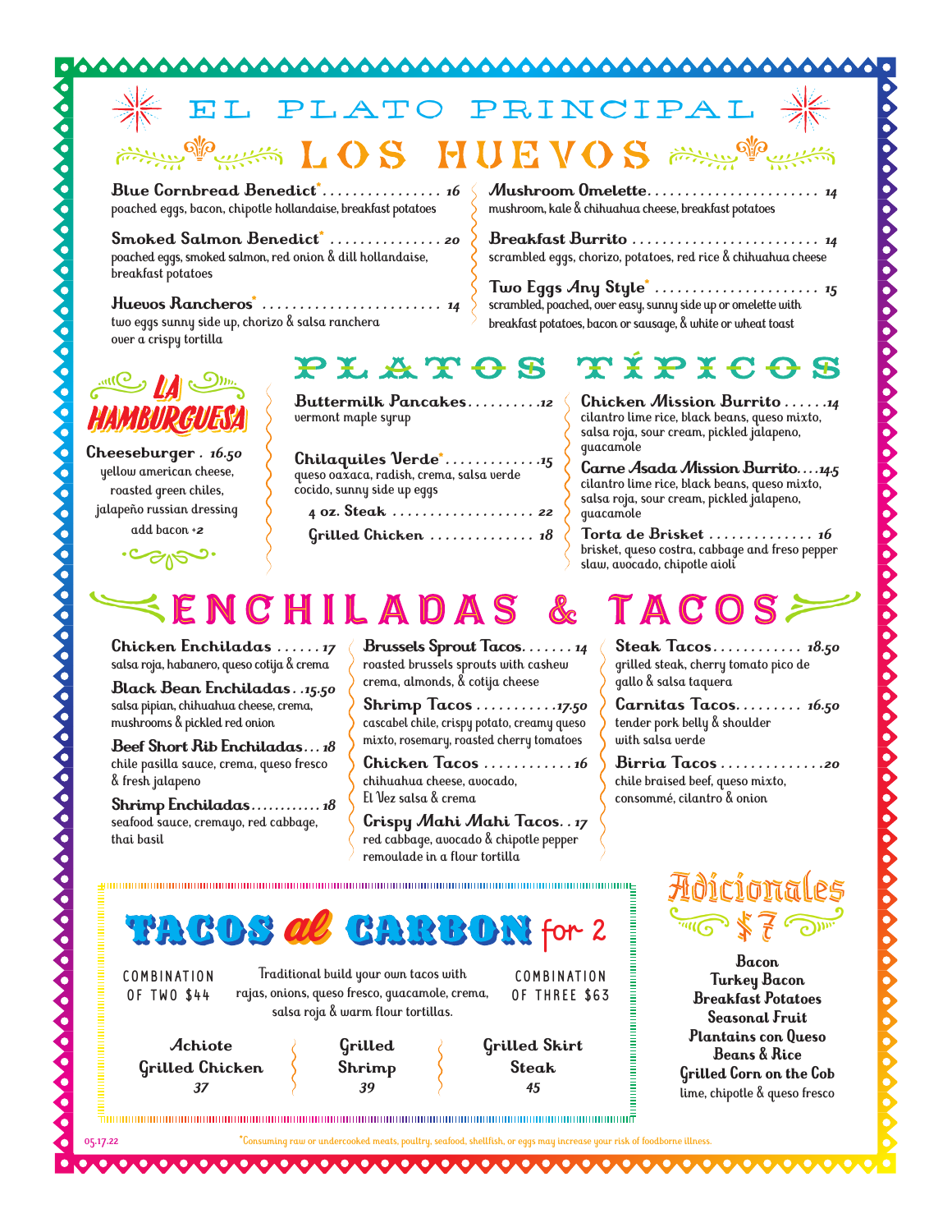# EL PLATO PRINCIPAL

## LOS HUEVOS

**Blue Cornbread Benedict*** ........ 16
poached eggs, bacon, chipotle hollandaise, breakfast potatoes

**Smoked Salmon Benedict*** ........ 20
poached eggs, smoked salmon, red onion & dill hollandaise, breakfast potatoes

**Huevos Rancheros*** ........ 14
two eggs sunny side up, chorizo & salsa ranchera over a crispy tortilla

**Mushroom Omelette** ........ 14
mushroom, kale & chihuahua cheese, breakfast potatoes

**Breakfast Burrito** ........ 14
scrambled eggs, chorizo, potatoes, red rice & chihuahua cheese

**Two Eggs Any Style*** ........ 15
scrambled, poached, over easy, sunny side up or omelette with breakfast potatoes, bacon or sausage, & white or wheat toast

## LA HAMBURGUESA

**Cheeseburger** . 16.50
yellow american cheese, roasted green chiles, jalapeño russian dressing
add bacon +2

## PLATOS TÍPICOS

**Buttermilk Pancakes** ........ 12
vermont maple syrup

**Chilaquiles Verde*** ........ 15
queso oaxaca, radish, crema, salsa verde cocido, sunny side up eggs

4 oz. Steak ........ 22
Grilled Chicken ........ 18

**Chicken Mission Burrito** ........ 14
cilantro lime rice, black beans, queso mixto, salsa roja, sour cream, pickled jalapeno, guacamole

**Carne Asada Mission Burrito** ........ 14.5
cilantro lime rice, black beans, queso mixto, salsa roja, sour cream, pickled jalapeno, guacamole

**Torta de Brisket** ........ 16
brisket, queso costra, cabbage and freso pepper slaw, avocado, chipotle aioli

## ENCHILADAS & TACOS

**Chicken Enchiladas** ........ 17
salsa roja, habanero, queso cotija & crema

**Black Bean Enchiladas** ........ 15.50
salsa pipian, chihuahua cheese, crema, mushrooms & pickled red onion

**Beef Short Rib Enchiladas** ........ 18
chile pasilla sauce, crema, queso fresco & fresh jalapeno

**Shrimp Enchiladas** ........ 18
seafood sauce, cremayo, red cabbage, thai basil

**Brussels Sprout Tacos** ........ 14
roasted brussels sprouts with cashew crema, almonds, & cotija cheese

**Shrimp Tacos** ........ 17.50
cascabel chile, crispy potato, creamy queso mixto, rosemary, roasted cherry tomatoes

**Chicken Tacos** ........ 16
chihuahua cheese, avocado, El Vez salsa & crema

**Crispy Mahi Mahi Tacos** ........ 17
red cabbage, avocado & chipotle pepper remoulade in a flour tortilla

**Steak Tacos** ........ 18.50
grilled steak, cherry tomato pico de gallo & salsa taquera

**Carnitas Tacos** ........ 16.50
tender pork belly & shoulder with salsa verde

**Birria Tacos** ........ 20
chile braised beef, queso mixto, consommé, cilantro & onion

## TACOS al CARBON for 2

COMBINATION OF TWO $44

Traditional build your own tacos with rajas, onions, queso fresco, guacamole, crema, salsa roja & warm flour tortillas.

COMBINATION OF THREE $63

**Achiote Grilled Chicken** 37

**Grilled Shrimp** 39

**Grilled Skirt Steak** 45

## Adicionales $7

**Bacon**
**Turkey Bacon**
**Breakfast Potatoes**
**Seasonal Fruit**
**Plantains con Queso**
**Beans & Rice**
**Grilled Corn on the Cob**
lime, chipotle & queso fresco

05.17.22

*Consuming raw or undercooked meats, poultry, seafood, shellfish, or eggs may increase your risk of foodborne illness.